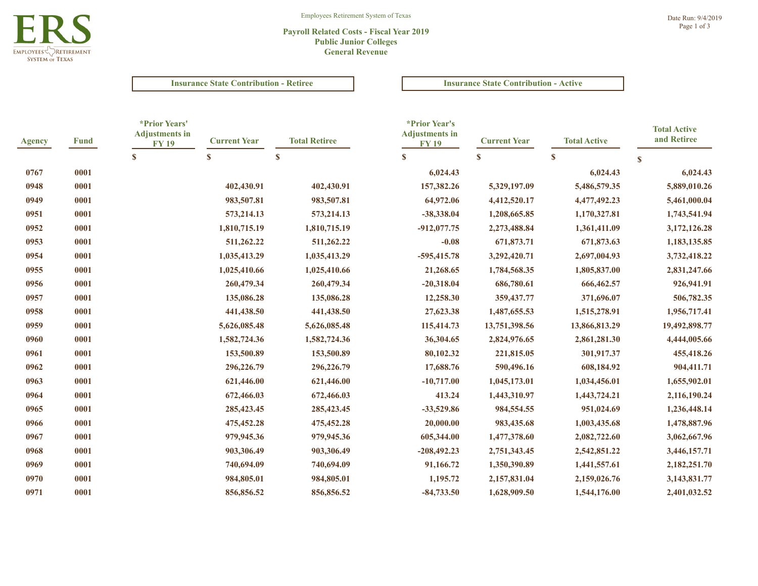Employees Retirement System of Texas

## Payroll Related Costs - Fiscal Year 2019
## Public Junior Colleges
## General Revenue

Date Run: 9/4/2019

| Agency | Fund | Insurance State Contribution - Retiree | | | Insurance State Contribution - Active | | | |
|---|---|---|---|---|---|---|---|---|
| | | *Prior Years' Adjustments in FY 19 | Current Year | Total Retiree | *Prior Year's Adjustments in FY 19 | Current Year | Total Active | Total Active and Retiree |
| | | $ | $ | $ | $ | $ | $ | $ |
| 0767 | 0001 | | | | 6,024.43 | | 6,024.43 | 6,024.43 |
| 0948 | 0001 | | 402,430.91 | 402,430.91 | 157,382.26 | 5,329,197.09 | 5,486,579.35 | 5,889,010.26 |
| 0949 | 0001 | | 983,507.81 | 983,507.81 | 64,972.06 | 4,412,520.17 | 4,477,492.23 | 5,461,000.04 |
| 0951 | 0001 | | 573,214.13 | 573,214.13 | -38,338.04 | 1,208,665.85 | 1,170,327.81 | 1,743,541.94 |
| 0952 | 0001 | | 1,810,715.19 | 1,810,715.19 | -912,077.75 | 2,273,488.84 | 1,361,411.09 | 3,172,126.28 |
| 0953 | 0001 | | 511,262.22 | 511,262.22 | -0.08 | 671,873.71 | 671,873.63 | 1,183,135.85 |
| 0954 | 0001 | | 1,035,413.29 | 1,035,413.29 | -595,415.78 | 3,292,420.71 | 2,697,004.93 | 3,732,418.22 |
| 0955 | 0001 | | 1,025,410.66 | 1,025,410.66 | 21,268.65 | 1,784,568.35 | 1,805,837.00 | 2,831,247.66 |
| 0956 | 0001 | | 260,479.34 | 260,479.34 | -20,318.04 | 686,780.61 | 666,462.57 | 926,941.91 |
| 0957 | 0001 | | 135,086.28 | 135,086.28 | 12,258.30 | 359,437.77 | 371,696.07 | 506,782.35 |
| 0958 | 0001 | | 441,438.50 | 441,438.50 | 27,623.38 | 1,487,655.53 | 1,515,278.91 | 1,956,717.41 |
| 0959 | 0001 | | 5,626,085.48 | 5,626,085.48 | 115,414.73 | 13,751,398.56 | 13,866,813.29 | 19,492,898.77 |
| 0960 | 0001 | | 1,582,724.36 | 1,582,724.36 | 36,304.65 | 2,824,976.65 | 2,861,281.30 | 4,444,005.66 |
| 0961 | 0001 | | 153,500.89 | 153,500.89 | 80,102.32 | 221,815.05 | 301,917.37 | 455,418.26 |
| 0962 | 0001 | | 296,226.79 | 296,226.79 | 17,688.76 | 590,496.16 | 608,184.92 | 904,411.71 |
| 0963 | 0001 | | 621,446.00 | 621,446.00 | -10,717.00 | 1,045,173.01 | 1,034,456.01 | 1,655,902.01 |
| 0964 | 0001 | | 672,466.03 | 672,466.03 | 413.24 | 1,443,310.97 | 1,443,724.21 | 2,116,190.24 |
| 0965 | 0001 | | 285,423.45 | 285,423.45 | -33,529.86 | 984,554.55 | 951,024.69 | 1,236,448.14 |
| 0966 | 0001 | | 475,452.28 | 475,452.28 | 20,000.00 | 983,435.68 | 1,003,435.68 | 1,478,887.96 |
| 0967 | 0001 | | 979,945.36 | 979,945.36 | 605,344.00 | 1,477,378.60 | 2,082,722.60 | 3,062,667.96 |
| 0968 | 0001 | | 903,306.49 | 903,306.49 | -208,492.23 | 2,751,343.45 | 2,542,851.22 | 3,446,157.71 |
| 0969 | 0001 | | 740,694.09 | 740,694.09 | 91,166.72 | 1,350,390.89 | 1,441,557.61 | 2,182,251.70 |
| 0970 | 0001 | | 984,805.01 | 984,805.01 | 1,195.72 | 2,157,831.04 | 2,159,026.76 | 3,143,831.77 |
| 0971 | 0001 | | 856,856.52 | 856,856.52 | -84,733.50 | 1,628,909.50 | 1,544,176.00 | 2,401,032.52 |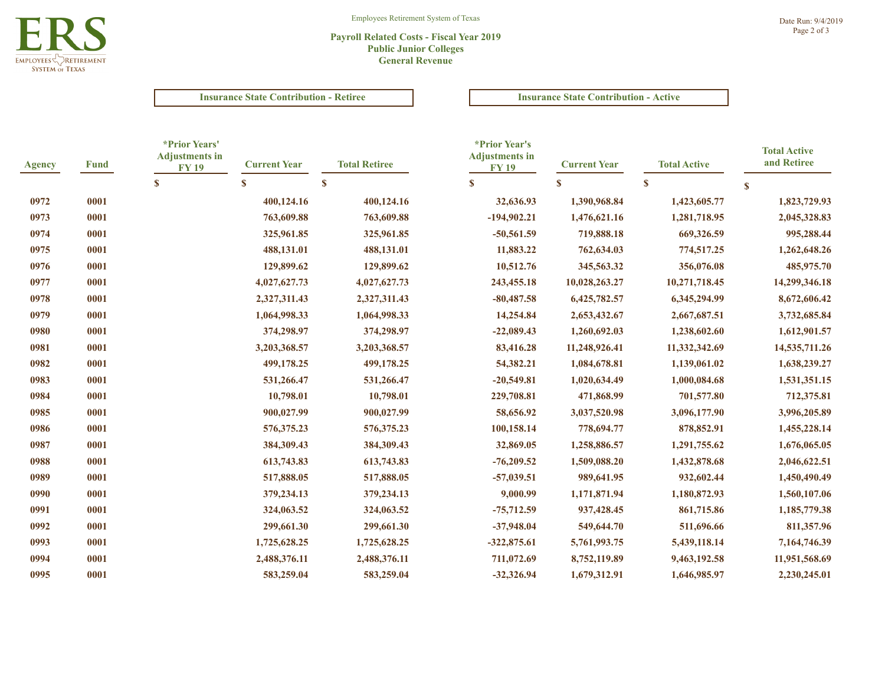Employees Retirement System of Texas

Date Run: 9/4/2019

## Payroll Related Costs - Fiscal Year 2019
## Public Junior Colleges
## General Revenue

| Agency | Fund | Insurance State Contribution - Retiree | | | Insurance State Contribution - Active | | | Total Active and Retiree |
|---|---|---|---|---|---|---|---|---|
| | | *Prior Years' Adjustments in FY 19 | Current Year | Total Retiree | *Prior Year's Adjustments in FY 19 | Current Year | Total Active | |
| | | $ | $ | $ | $ | $ | $ | $ |
| 0972 | 0001 | | 400,124.16 | 400,124.16 | 32,636.93 | 1,390,968.84 | 1,423,605.77 | 1,823,729.93 |
| 0973 | 0001 | | 763,609.88 | 763,609.88 | -194,902.21 | 1,476,621.16 | 1,281,718.95 | 2,045,328.83 |
| 0974 | 0001 | | 325,961.85 | 325,961.85 | -50,561.59 | 719,888.18 | 669,326.59 | 995,288.44 |
| 0975 | 0001 | | 488,131.01 | 488,131.01 | 11,883.22 | 762,634.03 | 774,517.25 | 1,262,648.26 |
| 0976 | 0001 | | 129,899.62 | 129,899.62 | 10,512.76 | 345,563.32 | 356,076.08 | 485,975.70 |
| 0977 | 0001 | | 4,027,627.73 | 4,027,627.73 | 243,455.18 | 10,028,263.27 | 10,271,718.45 | 14,299,346.18 |
| 0978 | 0001 | | 2,327,311.43 | 2,327,311.43 | -80,487.58 | 6,425,782.57 | 6,345,294.99 | 8,672,606.42 |
| 0979 | 0001 | | 1,064,998.33 | 1,064,998.33 | 14,254.84 | 2,653,432.67 | 2,667,687.51 | 3,732,685.84 |
| 0980 | 0001 | | 374,298.97 | 374,298.97 | -22,089.43 | 1,260,692.03 | 1,238,602.60 | 1,612,901.57 |
| 0981 | 0001 | | 3,203,368.57 | 3,203,368.57 | 83,416.28 | 11,248,926.41 | 11,332,342.69 | 14,535,711.26 |
| 0982 | 0001 | | 499,178.25 | 499,178.25 | 54,382.21 | 1,084,678.81 | 1,139,061.02 | 1,638,239.27 |
| 0983 | 0001 | | 531,266.47 | 531,266.47 | -20,549.81 | 1,020,634.49 | 1,000,084.68 | 1,531,351.15 |
| 0984 | 0001 | | 10,798.01 | 10,798.01 | 229,708.81 | 471,868.99 | 701,577.80 | 712,375.81 |
| 0985 | 0001 | | 900,027.99 | 900,027.99 | 58,656.92 | 3,037,520.98 | 3,096,177.90 | 3,996,205.89 |
| 0986 | 0001 | | 576,375.23 | 576,375.23 | 100,158.14 | 778,694.77 | 878,852.91 | 1,455,228.14 |
| 0987 | 0001 | | 384,309.43 | 384,309.43 | 32,869.05 | 1,258,886.57 | 1,291,755.62 | 1,676,065.05 |
| 0988 | 0001 | | 613,743.83 | 613,743.83 | -76,209.52 | 1,509,088.20 | 1,432,878.68 | 2,046,622.51 |
| 0989 | 0001 | | 517,888.05 | 517,888.05 | -57,039.51 | 989,641.95 | 932,602.44 | 1,450,490.49 |
| 0990 | 0001 | | 379,234.13 | 379,234.13 | 9,000.99 | 1,171,871.94 | 1,180,872.93 | 1,560,107.06 |
| 0991 | 0001 | | 324,063.52 | 324,063.52 | -75,712.59 | 937,428.45 | 861,715.86 | 1,185,779.38 |
| 0992 | 0001 | | 299,661.30 | 299,661.30 | -37,948.04 | 549,644.70 | 511,696.66 | 811,357.96 |
| 0993 | 0001 | | 1,725,628.25 | 1,725,628.25 | -322,875.61 | 5,761,993.75 | 5,439,118.14 | 7,164,746.39 |
| 0994 | 0001 | | 2,488,376.11 | 2,488,376.11 | 711,072.69 | 8,752,119.89 | 9,463,192.58 | 11,951,568.69 |
| 0995 | 0001 | | 583,259.04 | 583,259.04 | -32,326.94 | 1,679,312.91 | 1,646,985.97 | 2,230,245.01 |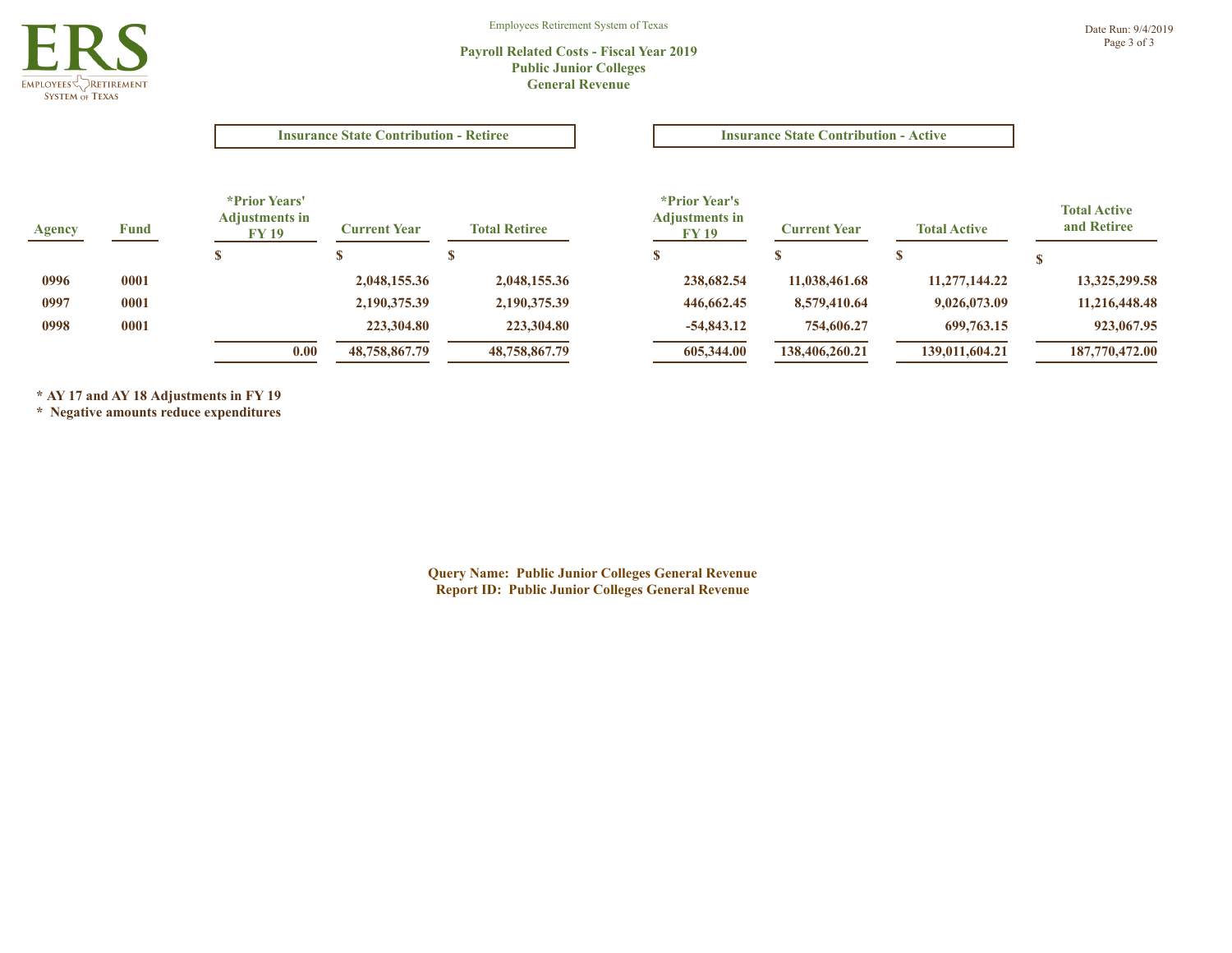Employees Retirement System of Texas

## Payroll Related Costs - Fiscal Year 2019
## Public Junior Colleges
## General Revenue

Date Run: 9/4/2019

| | | Insurance State Contribution - Retiree | | | Insurance State Contribution - Active | | | |
|---|---|---|---|---|---|---|---|---|
| Agency | Fund | *Prior Years' Adjustments in FY 19 | Current Year | Total Retiree | *Prior Year's Adjustments in FY 19 | Current Year | Total Active | Total Active and Retiree |
| | | $ | $ | $ | $ | $ | $ | $ |
| 0996 | 0001 | | 2,048,155.36 | 2,048,155.36 | 238,682.54 | 11,038,461.68 | 11,277,144.22 | 13,325,299.58 |
| 0997 | 0001 | | 2,190,375.39 | 2,190,375.39 | 446,662.45 | 8,579,410.64 | 9,026,073.09 | 11,216,448.48 |
| 0998 | 0001 | | 223,304.80 | 223,304.80 | -54,843.12 | 754,606.27 | 699,763.15 | 923,067.95 |
| | | 0.00 | 48,758,867.79 | 48,758,867.79 | 605,344.00 | 138,406,260.21 | 139,011,604.21 | 187,770,472.00 |

**\* AY 17 and AY 18 Adjustments in FY 19**
**\* Negative amounts reduce expenditures**

**Query Name: Public Junior Colleges General Revenue**
**Report ID: Public Junior Colleges General Revenue**